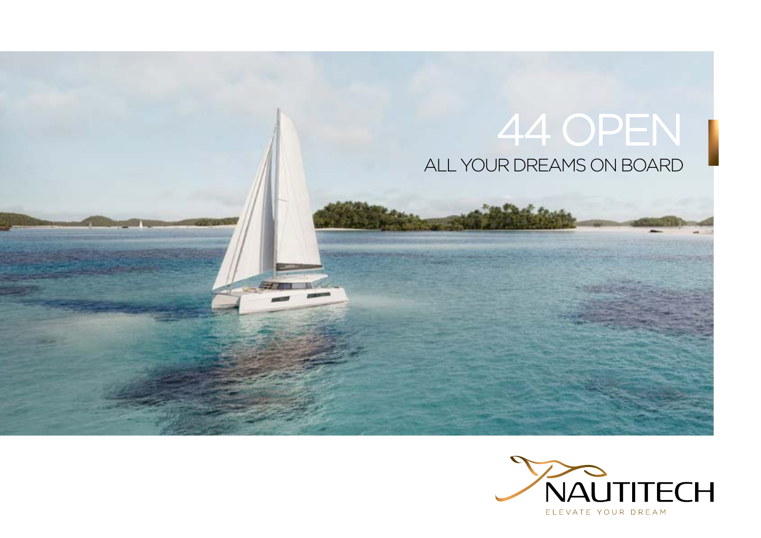# 44 OPEN

ALL YOUR DREAMS ON BOARD

NAUTITECH

ELEVATE YOUR DREAM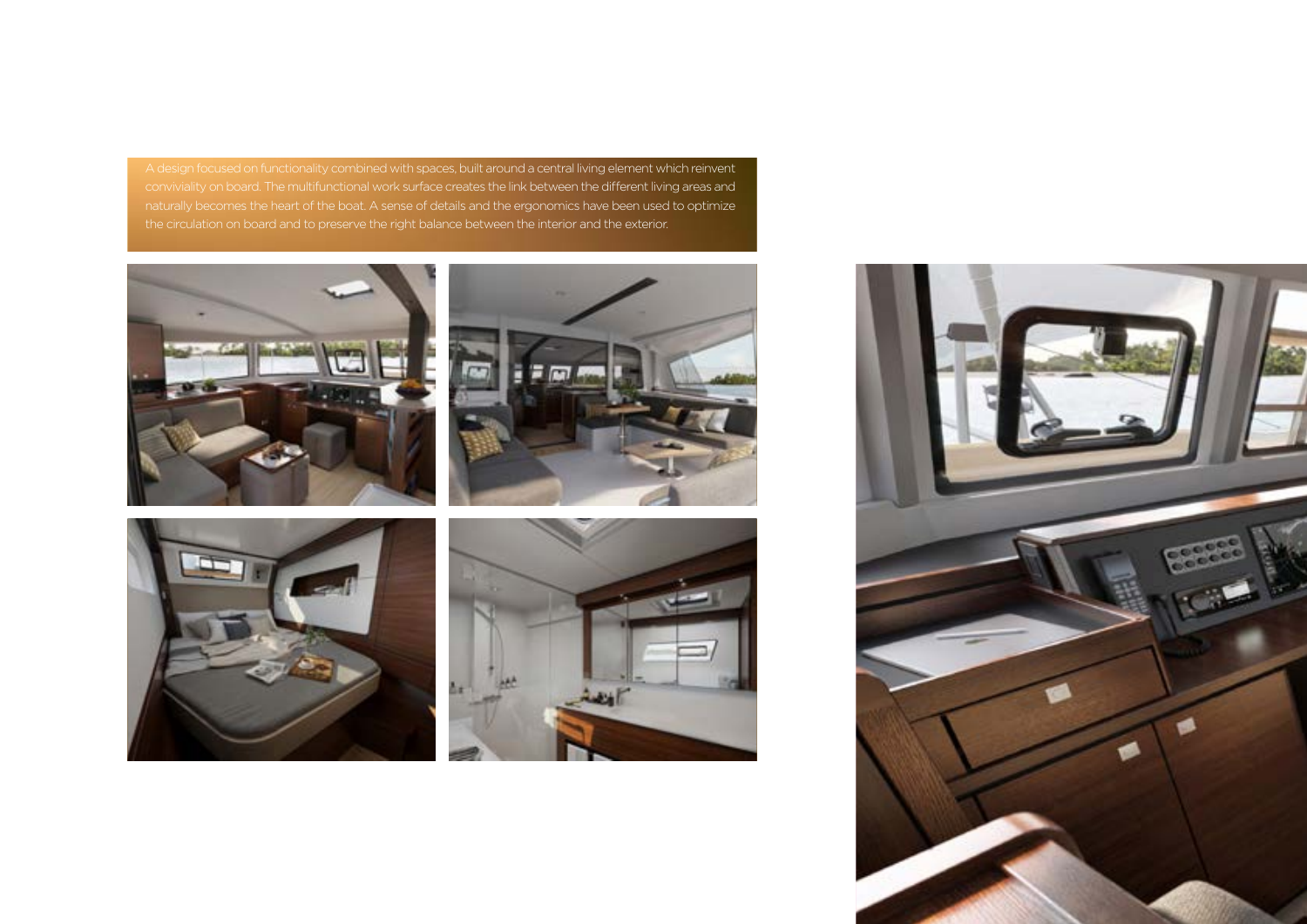A design focused on functionality combined with spaces, built around a central living element which reinvent conviviality on board. The multifunctional work surface creates the link between the different living areas and naturally becomes the heart of the boat. A sense of details and the ergonomics have been used to optimize the circulation on board and to preserve the right balance between the interior and the exterior.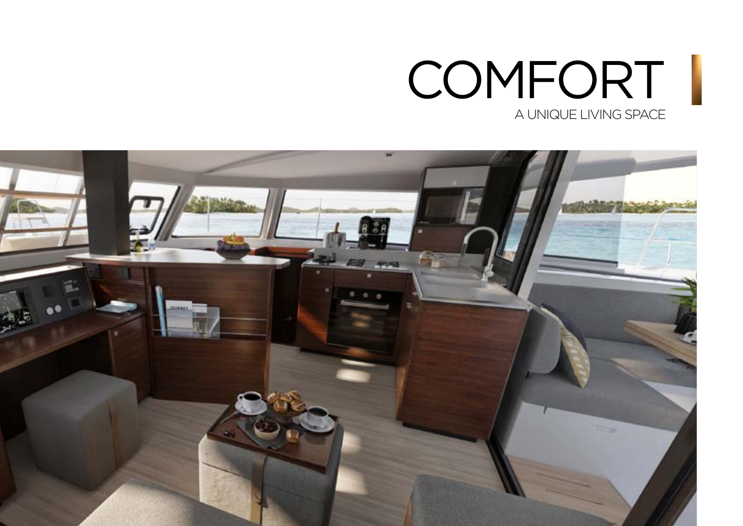# COMFORT

A UNIQUE LIVING SPACE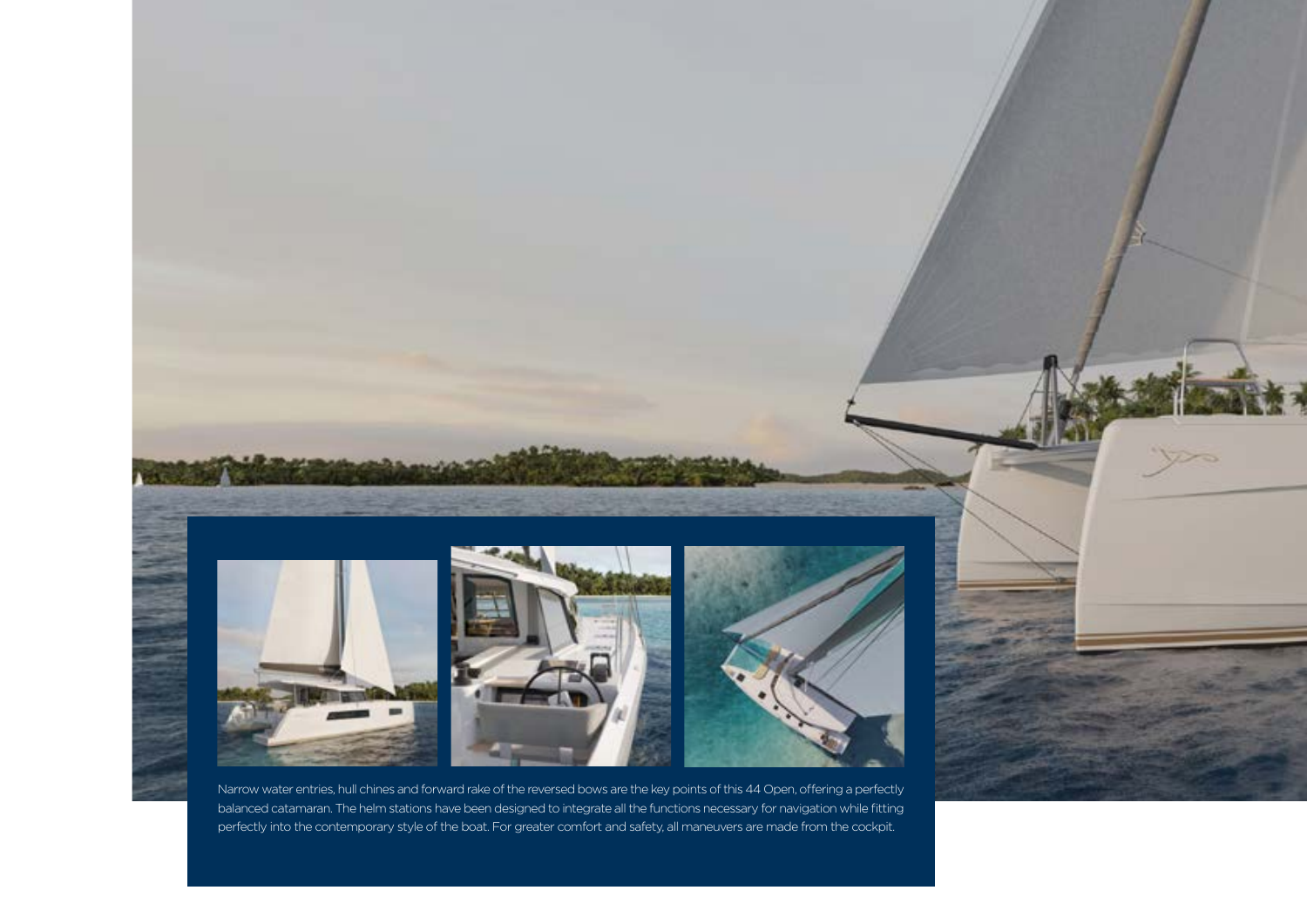Narrow water entries, hull chines and forward rake of the reversed bows are the key points of this 44 Open, offering a perfectly balanced catamaran. The helm stations have been designed to integrate all the functions necessary for navigation while fitting perfectly into the contemporary style of the boat. For greater comfort and safety, all maneuvers are made from the cockpit.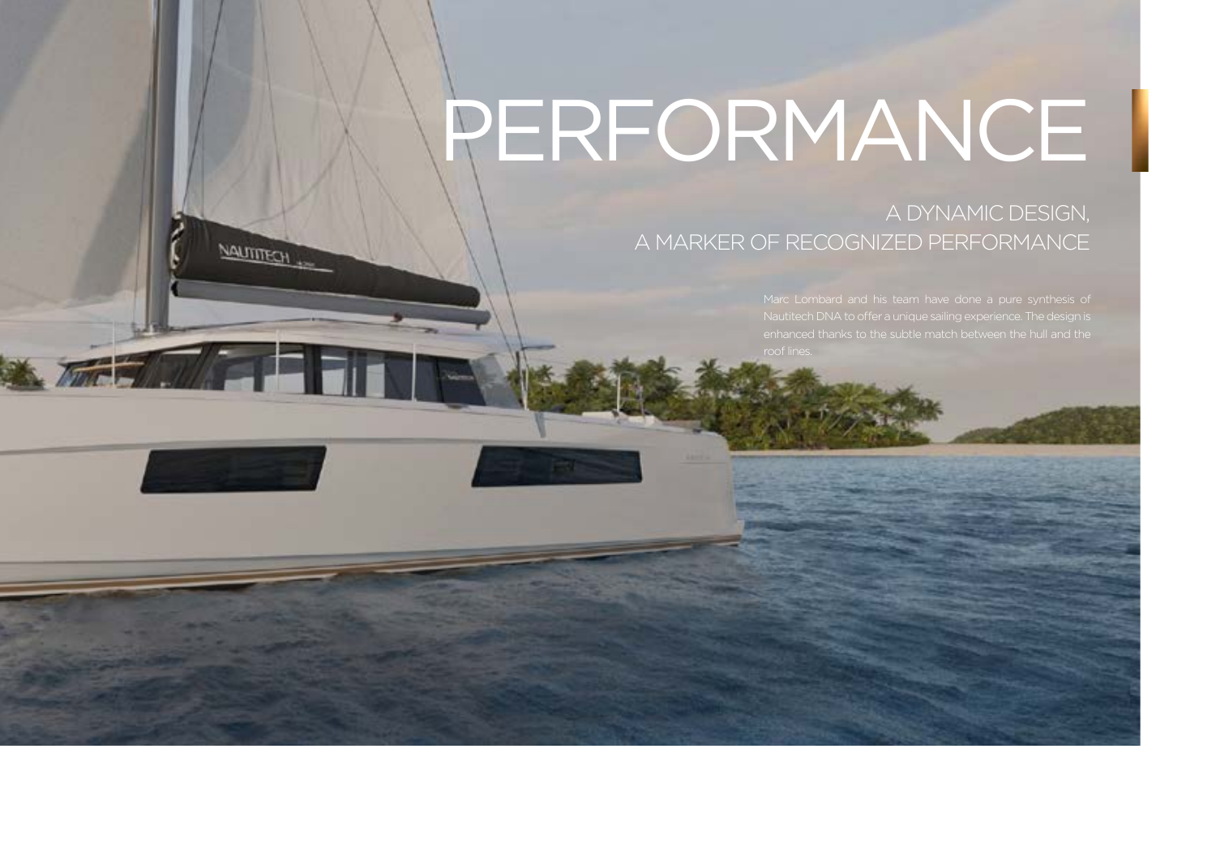# PERFORMANCE

## A DYNAMIC DESIGN, A MARKER OF RECOGNIZED PERFORMANCE

Marc Lombard and his team have done a pure synthesis of Nautitech DNA to offer a unique sailing experience. The design is enhanced thanks to the subtle match between the hull and the roof lines.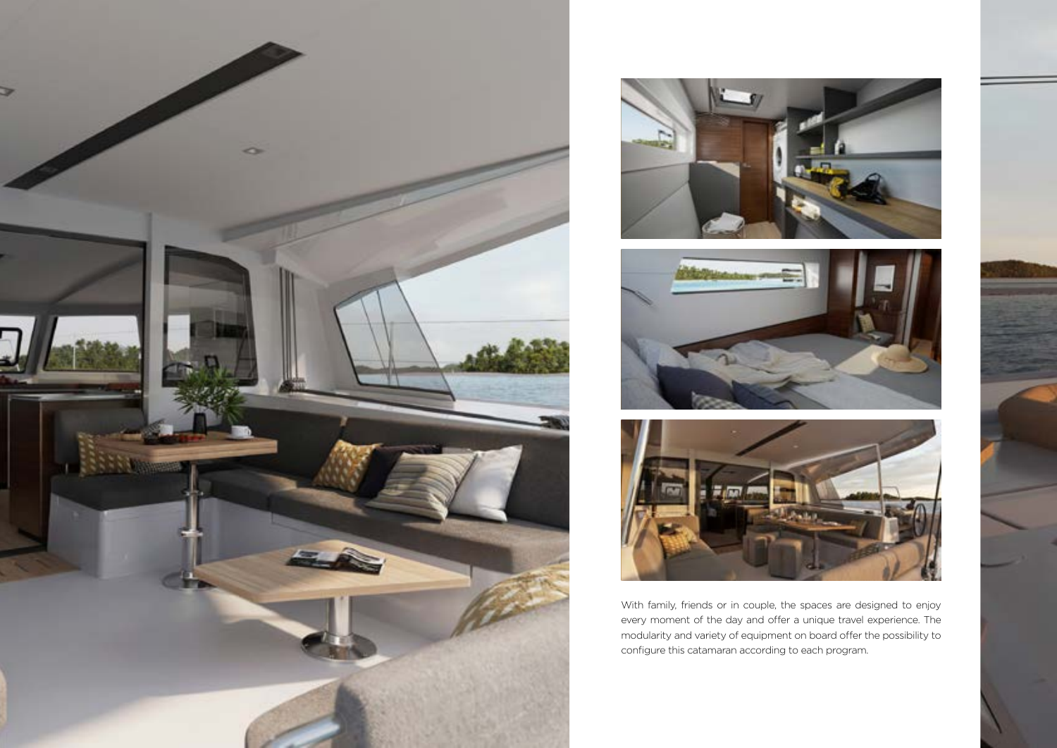With family, friends or in couple, the spaces are designed to enjoy every moment of the day and offer a unique travel experience. The modularity and variety of equipment on board offer the possibility to configure this catamaran according to each program.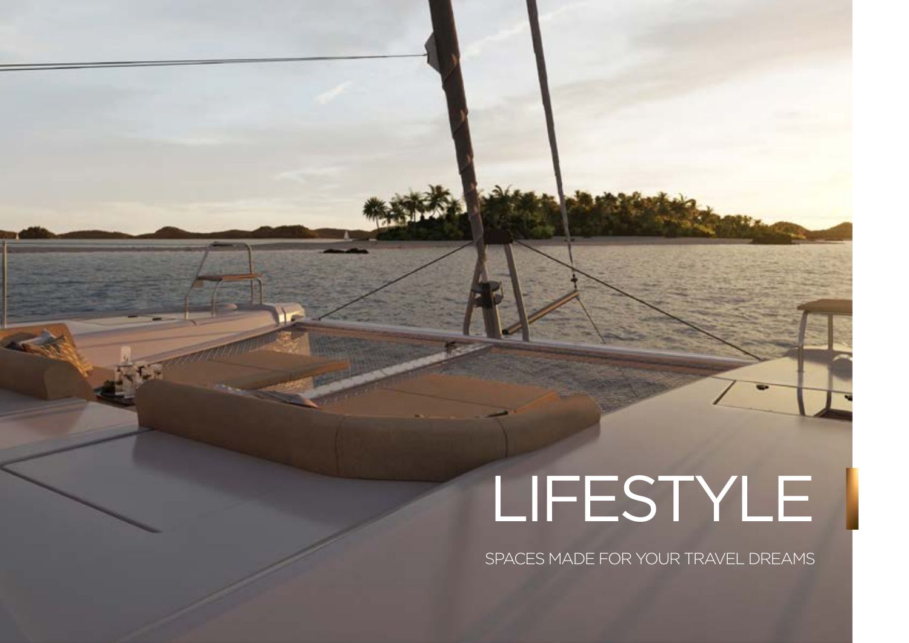# LIFESTYLE

SPACES MADE FOR YOUR TRAVEL DREAMS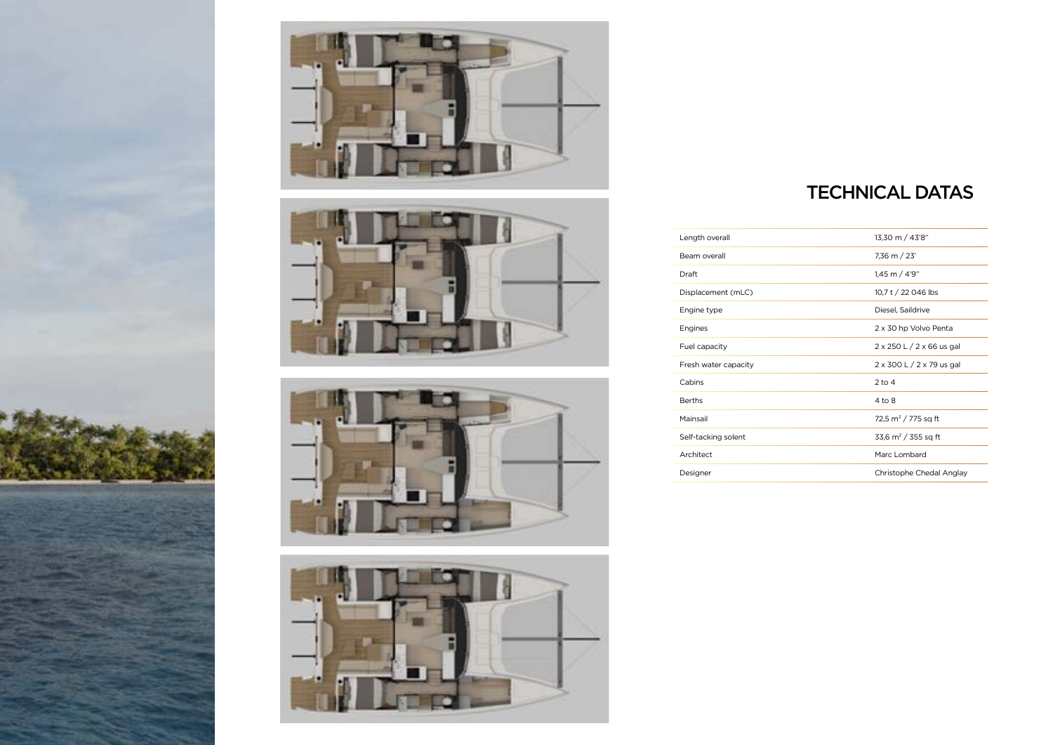# TECHNICAL DATAS

| | |
|---|---|
| Length overall | 13,30 m / 43'8'' |
| Beam overall | 7,36 m / 23' |
| Draft | 1,45 m / 4'9'' |
| Displacement (mLC) | 10,7 t / 22 046 lbs |
| Engine type | Diesel, Saildrive |
| Engines | 2 x 30 hp Volvo Penta |
| Fuel capacity | 2 x 250 L / 2 x 66 us gal |
| Fresh water capacity | 2 x 300 L / 2 x 79 us gal |
| Cabins | 2 to 4 |
| Berths | 4 to 8 |
| Mainsail | 72,5 m² / 775 sq ft |
| Self-tacking solent | 33,6 m² / 355 sq ft |
| Architect | Marc Lombard |
| Designer | Christophe Chedal Anglay |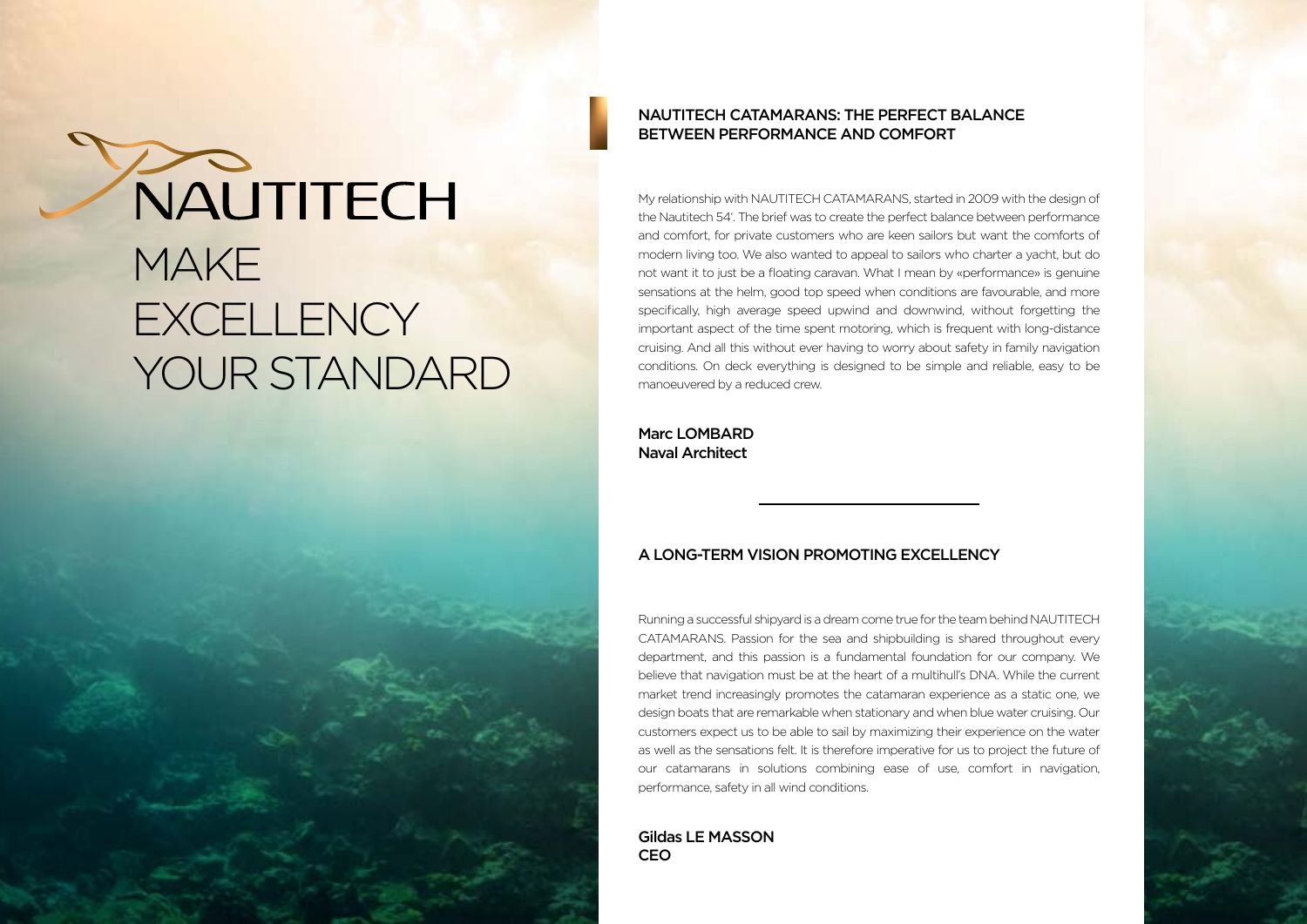# NAUTITECH

# MAKE EXCELLENCY YOUR STANDARD

## NAUTITECH CATAMARANS: THE PERFECT BALANCE BETWEEN PERFORMANCE AND COMFORT

My relationship with NAUTITECH CATAMARANS, started in 2009 with the design of the Nautitech 54'. The brief was to create the perfect balance between performance and comfort, for private customers who are keen sailors but want the comforts of modern living too. We also wanted to appeal to sailors who charter a yacht, but do not want it to just be a floating caravan. What I mean by «performance» is genuine sensations at the helm, good top speed when conditions are favourable, and more specifically, high average speed upwind and downwind, without forgetting the important aspect of the time spent motoring, which is frequent with long-distance cruising. And all this without ever having to worry about safety in family navigation conditions. On deck everything is designed to be simple and reliable, easy to be manoeuvered by a reduced crew.

**Marc LOMBARD**
**Naval Architect**

## A LONG-TERM VISION PROMOTING EXCELLENCY

Running a successful shipyard is a dream come true for the team behind NAUTITECH CATAMARANS. Passion for the sea and shipbuilding is shared throughout every department, and this passion is a fundamental foundation for our company. We believe that navigation must be at the heart of a multihull's DNA. While the current market trend increasingly promotes the catamaran experience as a static one, we design boats that are remarkable when stationary and when blue water cruising. Our customers expect us to be able to sail by maximizing their experience on the water as well as the sensations felt. It is therefore imperative for us to project the future of our catamarans in solutions combining ease of use, comfort in navigation, performance, safety in all wind conditions.

**Gildas LE MASSON**
**CEO**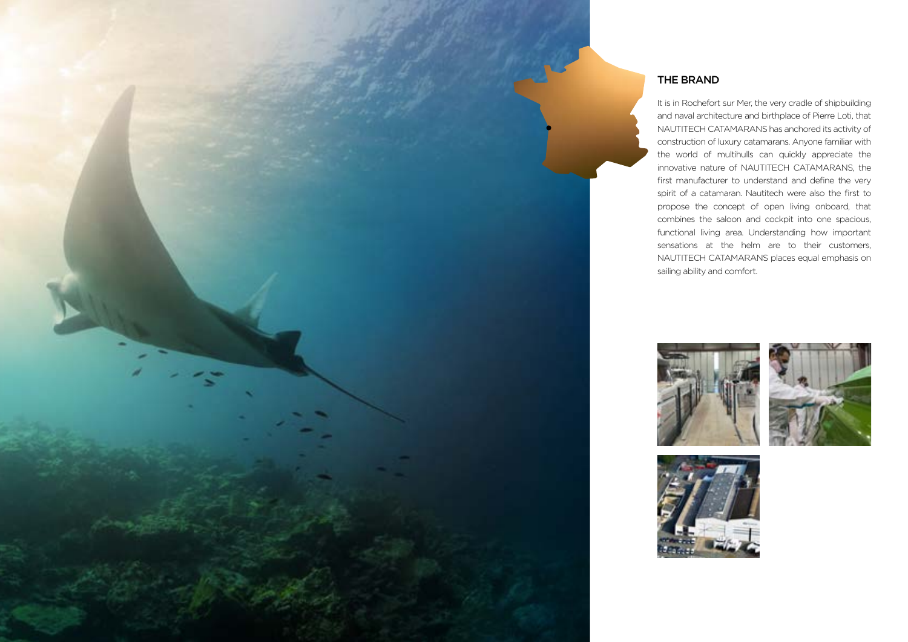## THE BRAND

It is in Rochefort sur Mer, the very cradle of shipbuilding and naval architecture and birthplace of Pierre Loti, that NAUTITECH CATAMARANS has anchored its activity of construction of luxury catamarans. Anyone familiar with the world of multihulls can quickly appreciate the innovative nature of NAUTITECH CATAMARANS, the first manufacturer to understand and define the very spirit of a catamaran. Nautitech were also the first to propose the concept of open living onboard, that combines the saloon and cockpit into one spacious, functional living area. Understanding how important sensations at the helm are to their customers, NAUTITECH CATAMARANS places equal emphasis on sailing ability and comfort.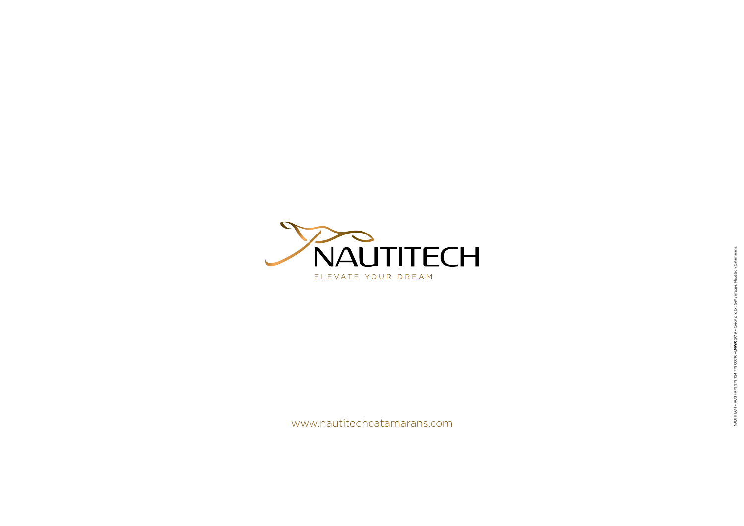NAUTITECH

ELEVATE YOUR DREAM

www.nautitechcatamarans.com

NAUTITECH – RCS FR73 379 124 779 00016 – **LMWR** 2019 – Crédit photo : Getty images, Nautitech Catamarans.